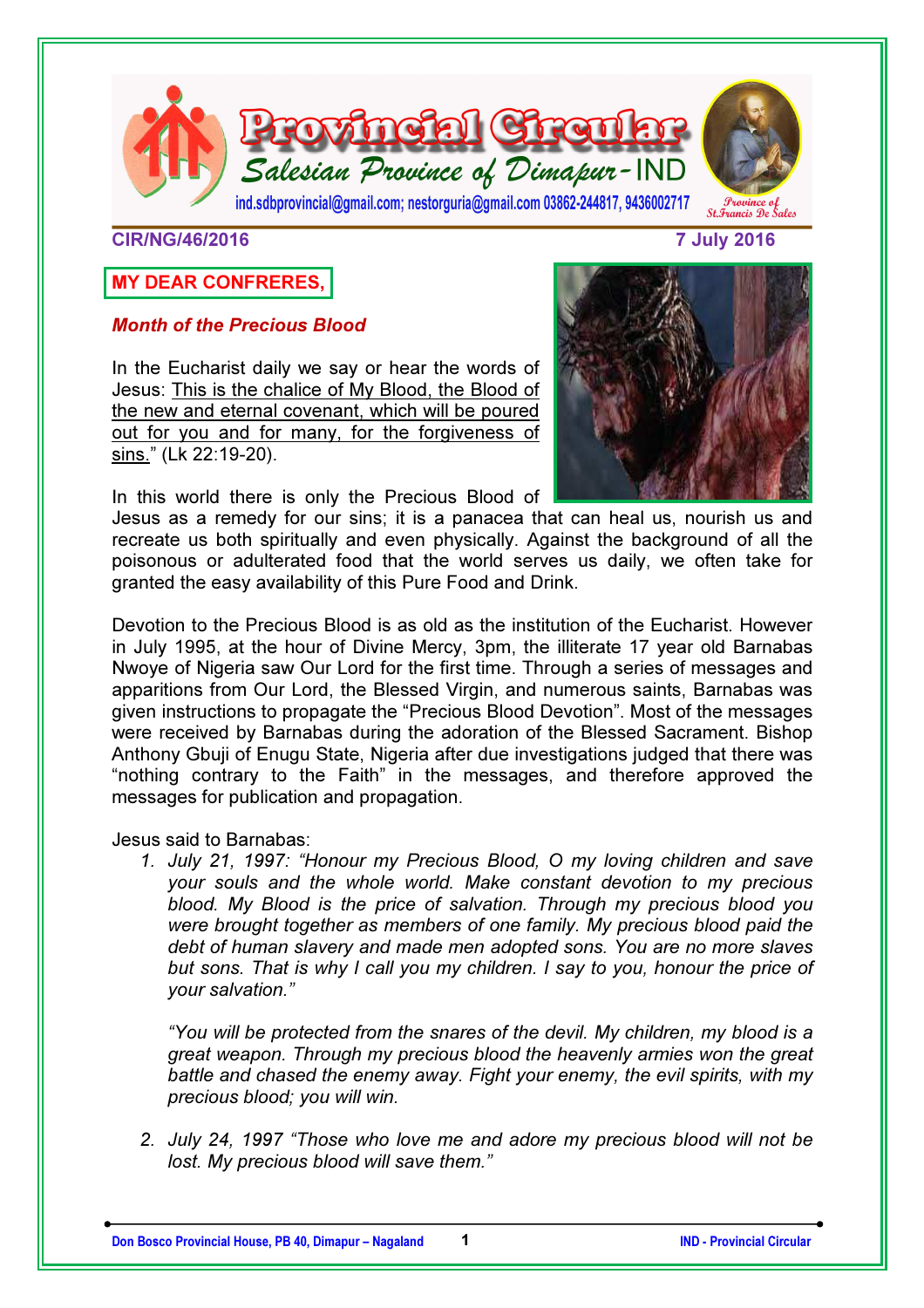# Provincial Circular

## Salesian Province of Dimapur - IND

ind.sdbprovincial@gmail.com; nestorguria@gmail.com 03862-244817, 9436002717

Province of St.Francis De Sales

**CIR/NG/46/2016** **7 July 2016**

**MY DEAR CONFRERES,**

***Month of the Precious Blood***

In the Eucharist daily we say or hear the words of Jesus: <u>This is the chalice of My Blood, the Blood of the new and eternal covenant, which will be poured out for you and for many, for the forgiveness of sins.</u>" (Lk 22:19-20).

In this world there is only the Precious Blood of Jesus as a remedy for our sins; it is a panacea that can heal us, nourish us and recreate us both spiritually and even physically. Against the background of all the poisonous or adulterated food that the world serves us daily, we often take for granted the easy availability of this Pure Food and Drink.

Devotion to the Precious Blood is as old as the institution of the Eucharist. However in July 1995, at the hour of Divine Mercy, 3pm, the illiterate 17 year old Barnabas Nwoye of Nigeria saw Our Lord for the first time. Through a series of messages and apparitions from Our Lord, the Blessed Virgin, and numerous saints, Barnabas was given instructions to propagate the "Precious Blood Devotion". Most of the messages were received by Barnabas during the adoration of the Blessed Sacrament. Bishop Anthony Gbuji of Enugu State, Nigeria after due investigations judged that there was "nothing contrary to the Faith" in the messages, and therefore approved the messages for publication and propagation.

Jesus said to Barnabas:

1. *July 21, 1997: "Honour my Precious Blood, O my loving children and save your souls and the whole world. Make constant devotion to my precious blood. My Blood is the price of salvation. Through my precious blood you were brought together as members of one family. My precious blood paid the debt of human slavery and made men adopted sons. You are no more slaves but sons. That is why I call you my children. I say to you, honour the price of your salvation."*

   *"You will be protected from the snares of the devil. My children, my blood is a great weapon. Through my precious blood the heavenly armies won the great battle and chased the enemy away. Fight your enemy, the evil spirits, with my precious blood; you will win.*

2. *July 24, 1997 "Those who love me and adore my precious blood will not be lost. My precious blood will save them."*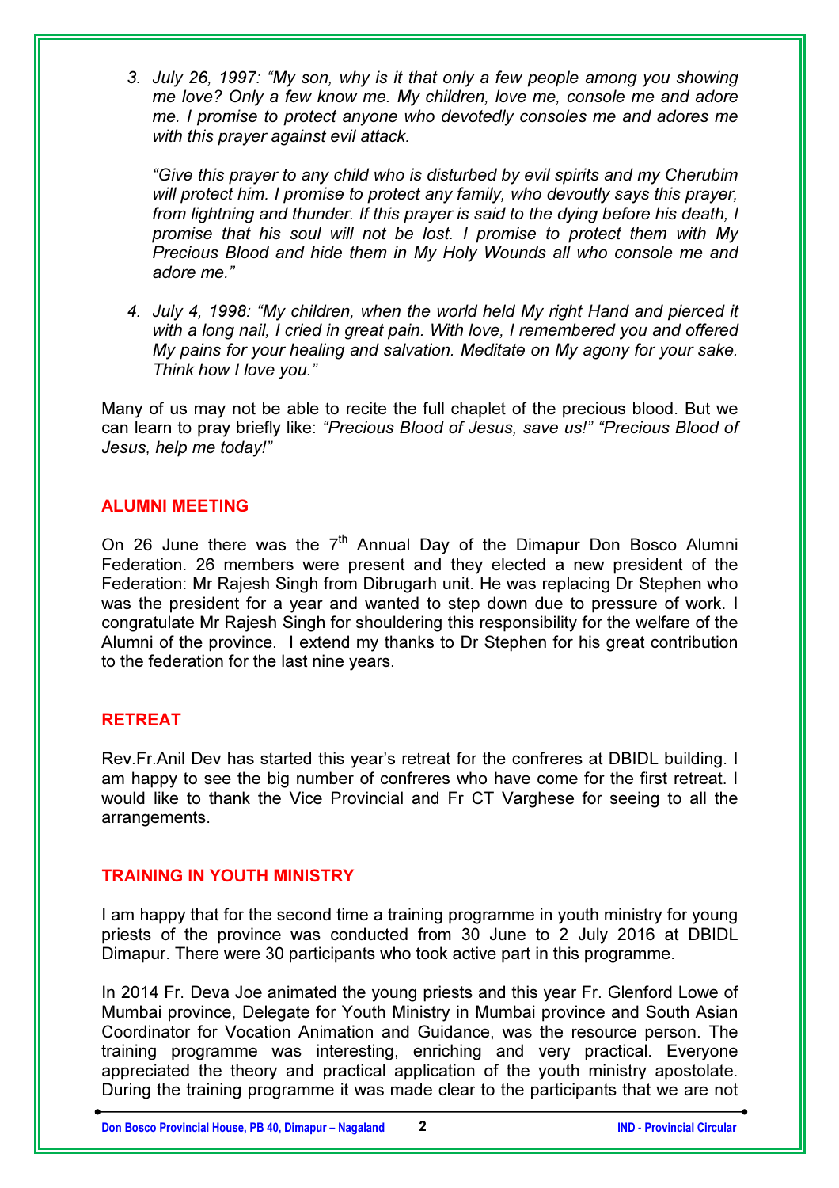3. *July 26, 1997: "My son, why is it that only a few people among you showing me love? Only a few know me. My children, love me, console me and adore me. I promise to protect anyone who devotedly consoles me and adores me with this prayer against evil attack.*

   *"Give this prayer to any child who is disturbed by evil spirits and my Cherubim will protect him. I promise to protect any family, who devoutly says this prayer, from lightning and thunder. If this prayer is said to the dying before his death, I promise that his soul will not be lost. I promise to protect them with My Precious Blood and hide them in My Holy Wounds all who console me and adore me."*

4. *July 4, 1998: "My children, when the world held My right Hand and pierced it with a long nail, I cried in great pain. With love, I remembered you and offered My pains for your healing and salvation. Meditate on My agony for your sake. Think how I love you."*

Many of us may not be able to recite the full chaplet of the precious blood. But we can learn to pray briefly like: *"Precious Blood of Jesus, save us!" "Precious Blood of Jesus, help me today!"*

## ALUMNI MEETING

On 26 June there was the 7th Annual Day of the Dimapur Don Bosco Alumni Federation. 26 members were present and they elected a new president of the Federation: Mr Rajesh Singh from Dibrugarh unit. He was replacing Dr Stephen who was the president for a year and wanted to step down due to pressure of work. I congratulate Mr Rajesh Singh for shouldering this responsibility for the welfare of the Alumni of the province. I extend my thanks to Dr Stephen for his great contribution to the federation for the last nine years.

## RETREAT

Rev.Fr.Anil Dev has started this year's retreat for the confreres at DBIDL building. I am happy to see the big number of confreres who have come for the first retreat. I would like to thank the Vice Provincial and Fr CT Varghese for seeing to all the arrangements.

## TRAINING IN YOUTH MINISTRY

I am happy that for the second time a training programme in youth ministry for young priests of the province was conducted from 30 June to 2 July 2016 at DBIDL Dimapur. There were 30 participants who took active part in this programme.

In 2014 Fr. Deva Joe animated the young priests and this year Fr. Glenford Lowe of Mumbai province, Delegate for Youth Ministry in Mumbai province and South Asian Coordinator for Vocation Animation and Guidance, was the resource person. The training programme was interesting, enriching and very practical. Everyone appreciated the theory and practical application of the youth ministry apostolate. During the training programme it was made clear to the participants that we are not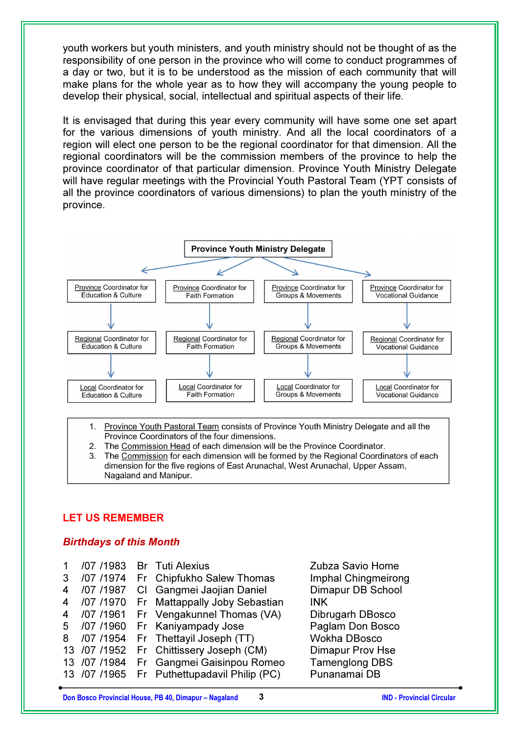youth workers but youth ministers, and youth ministry should not be thought of as the responsibility of one person in the province who will come to conduct programmes of a day or two, but it is to be understood as the mission of each community that will make plans for the whole year as to how they will accompany the young people to develop their physical, social, intellectual and spiritual aspects of their life.

It is envisaged that during this year every community will have some one set apart for the various dimensions of youth ministry. And all the local coordinators of a region will elect one person to be the regional coordinator for that dimension. All the regional coordinators will be the commission members of the province to help the province coordinator of that particular dimension. Province Youth Ministry Delegate will have regular meetings with the Provincial Youth Pastoral Team (YPT consists of all the province coordinators of various dimensions) to plan the youth ministry of the province.

**Province Youth Ministry Delegate**

| Education & Culture | Faith Formation | Groups & Movements | Vocational Guidance |
|---|---|---|---|
| Province Coordinator for Education & Culture | Province Coordinator for Faith Formation | Province Coordinator for Groups & Movements | Province Coordinator for Vocational Guidance |
| Regional Coordinator for Education & Culture | Regional Coordinator for Faith Formation | Regional Coordinator for Groups & Movements | Regional Coordinator for Vocational Guidance |
| Local Coordinator for Education & Culture | Local Coordinator for Faith Formation | Local Coordinator for Groups & Movements | Local Coordinator for Vocational Guidance |

1. Province Youth Pastoral Team consists of Province Youth Ministry Delegate and all the Province Coordinators of the four dimensions.
2. The Commission Head of each dimension will be the Province Coordinator.
3. The Commission for each dimension will be formed by the Regional Coordinators of each dimension for the five regions of East Arunachal, West Arunachal, Upper Assam, Nagaland and Manipur.

## LET US REMEMBER

### *Birthdays of this Month*

| | | | |
|---|---|---|---|
| 1 /07 /1983 | Br | Tuti Alexius | Zubza Savio Home |
| 3 /07 /1974 | Fr | Chipfukho Salew Thomas | Imphal Chingmeirong |
| 4 /07 /1987 | Cl | Gangmei Jaojian Daniel | Dimapur DB School |
| 4 /07 /1970 | Fr | Mattappally Joby Sebastian | INK |
| 4 /07 /1961 | Fr | Vengakunnel Thomas (VA) | Dibrugarh DBosco |
| 5 /07 /1960 | Fr | Kaniyampady Jose | Paglam Don Bosco |
| 8 /07 /1954 | Fr | Thettayil Joseph (TT) | Wokha DBosco |
| 13 /07 /1952 | Fr | Chittissery Joseph (CM) | Dimapur Prov Hse |
| 13 /07 /1984 | Fr | Gangmei Gaisinpou Romeo | Tamenglong DBS |
| 13 /07 /1965 | Fr | Puthettupadavil Philip (PC) | Punanamai DB |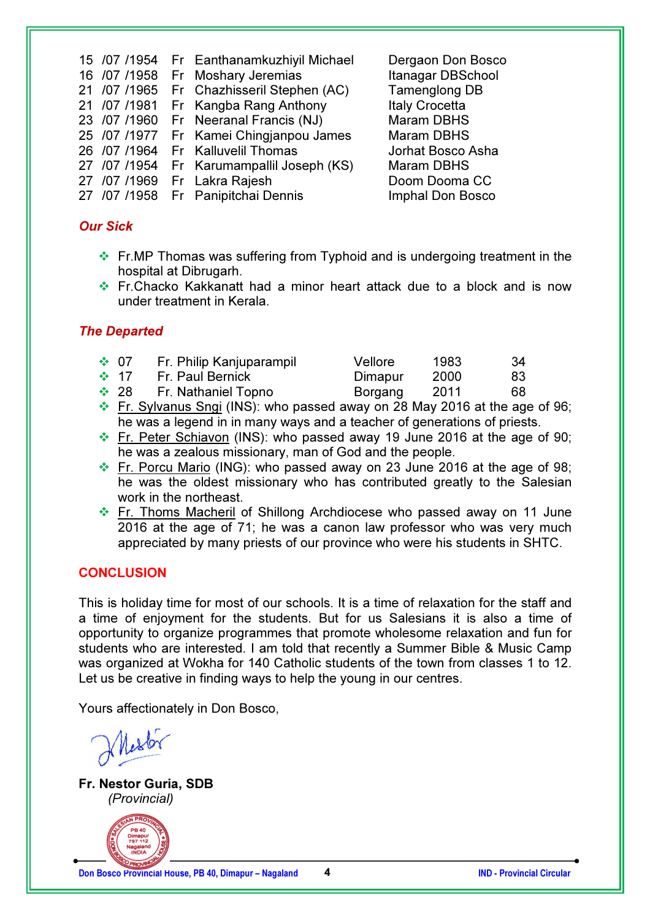| | | | |
|---|---|---|---|
| 15 /07 /1954 | Fr | Eanthanamkuzhiyil Michael | Dergaon Don Bosco |
| 16 /07 /1958 | Fr | Moshary Jeremias | Itanagar DBSchool |
| 21 /07 /1965 | Fr | Chazhisseril Stephen (AC) | Tamenglong DB |
| 21 /07 /1981 | Fr | Kangba Rang Anthony | Italy Crocetta |
| 23 /07 /1960 | Fr | Neeranal Francis (NJ) | Maram DBHS |
| 25 /07 /1977 | Fr | Kamei Chingjanpou James | Maram DBHS |
| 26 /07 /1964 | Fr | Kalluvelil Thomas | Jorhat Bosco Asha |
| 27 /07 /1954 | Fr | Karumampallil Joseph (KS) | Maram DBHS |
| 27 /07 /1969 | Fr | Lakra Rajesh | Doom Dooma CC |
| 27 /07 /1958 | Fr | Panipitchai Dennis | Imphal Don Bosco |

### *Our Sick*

- Fr.MP Thomas was suffering from Typhoid and is undergoing treatment in the hospital at Dibrugarh.
- Fr.Chacko Kakkanatt had a minor heart attack due to a block and is now under treatment in Kerala.

### *The Departed*

- 07 Fr. Philip Kanjuparampil — Vellore — 1983 — 34
- 17 Fr. Paul Bernick — Dimapur — 2000 — 83
- 28 Fr. Nathaniel Topno — Borgang — 2011 — 68
- Fr. Sylvanus Sngi (INS): who passed away on 28 May 2016 at the age of 96; he was a legend in in many ways and a teacher of generations of priests.
- Fr. Peter Schiavon (INS): who passed away 19 June 2016 at the age of 90; he was a zealous missionary, man of God and the people.
- Fr. Porcu Mario (ING): who passed away on 23 June 2016 at the age of 98; he was the oldest missionary who has contributed greatly to the Salesian work in the northeast.
- Fr. Thoms Macheril of Shillong Archdiocese who passed away on 11 June 2016 at the age of 71; he was a canon law professor who was very much appreciated by many priests of our province who were his students in SHTC.

## CONCLUSION

This is holiday time for most of our schools. It is a time of relaxation for the staff and a time of enjoyment for the students. But for us Salesians it is also a time of opportunity to organize programmes that promote wholesome relaxation and fun for students who are interested. I am told that recently a Summer Bible & Music Camp was organized at Wokha for 140 Catholic students of the town from classes 1 to 12. Let us be creative in finding ways to help the young in our centres.

Yours affectionately in Don Bosco,

**Fr. Nestor Guria, SDB**
*(Provincial)*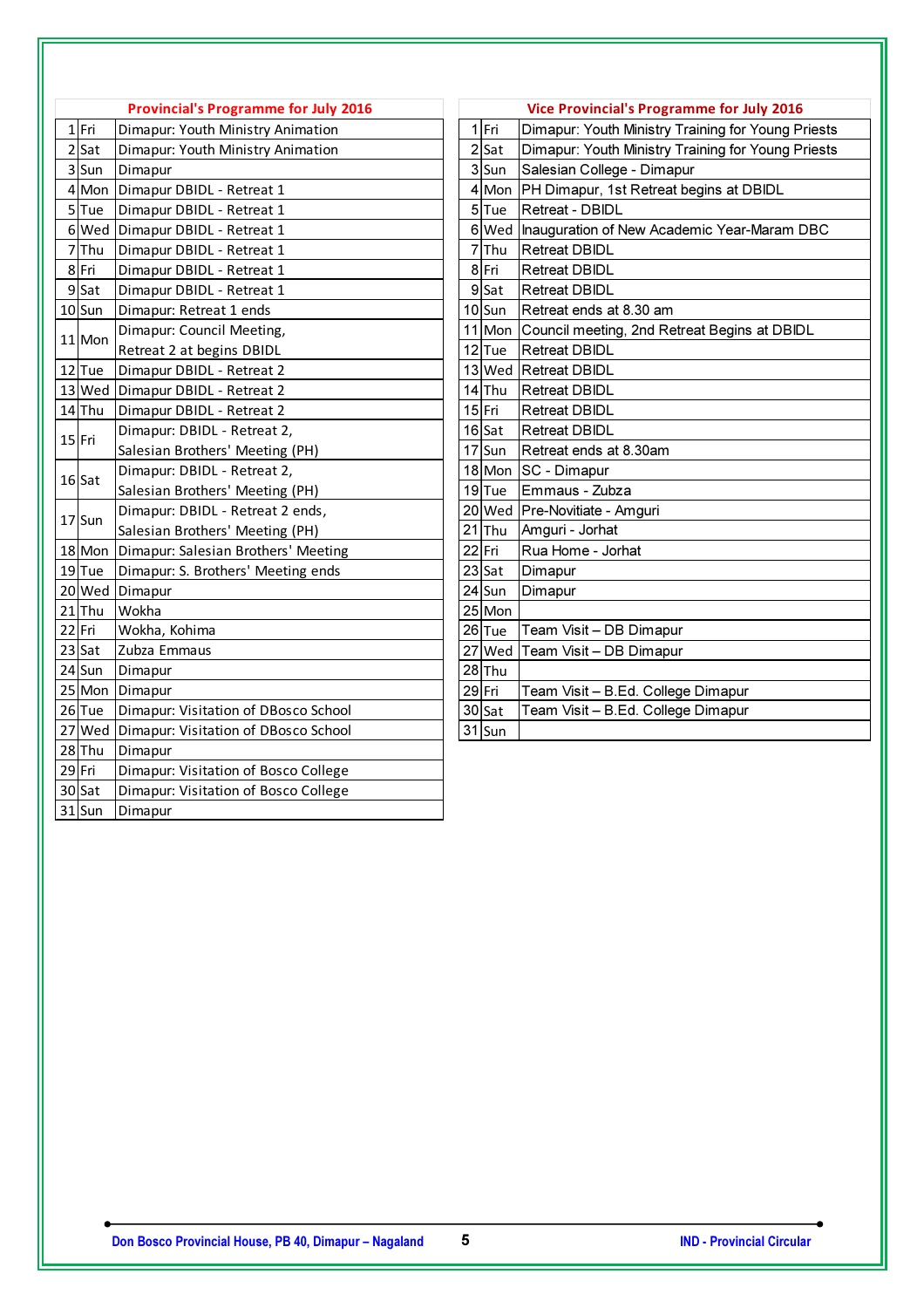## Provincial's Programme for July 2016

| | | |
|---|---|---|
| 1 | Fri | Dimapur: Youth Ministry Animation |
| 2 | Sat | Dimapur: Youth Ministry Animation |
| 3 | Sun | Dimapur |
| 4 | Mon | Dimapur DBIDL - Retreat 1 |
| 5 | Tue | Dimapur DBIDL - Retreat 1 |
| 6 | Wed | Dimapur DBIDL - Retreat 1 |
| 7 | Thu | Dimapur DBIDL - Retreat 1 |
| 8 | Fri | Dimapur DBIDL - Retreat 1 |
| 9 | Sat | Dimapur DBIDL - Retreat 1 |
| 10 | Sun | Dimapur: Retreat 1 ends |
| 11 | Mon | Dimapur: Council Meeting, Retreat 2 at begins DBIDL |
| 12 | Tue | Dimapur DBIDL - Retreat 2 |
| 13 | Wed | Dimapur DBIDL - Retreat 2 |
| 14 | Thu | Dimapur DBIDL - Retreat 2 |
| 15 | Fri | Dimapur: DBIDL - Retreat 2, Salesian Brothers' Meeting (PH) |
| 16 | Sat | Dimapur: DBIDL - Retreat 2, Salesian Brothers' Meeting (PH) |
| 17 | Sun | Dimapur: DBIDL - Retreat 2 ends, Salesian Brothers' Meeting (PH) |
| 18 | Mon | Dimapur: Salesian Brothers' Meeting |
| 19 | Tue | Dimapur: S. Brothers' Meeting ends |
| 20 | Wed | Dimapur |
| 21 | Thu | Wokha |
| 22 | Fri | Wokha, Kohima |
| 23 | Sat | Zubza Emmaus |
| 24 | Sun | Dimapur |
| 25 | Mon | Dimapur |
| 26 | Tue | Dimapur: Visitation of DBosco School |
| 27 | Wed | Dimapur: Visitation of DBosco School |
| 28 | Thu | Dimapur |
| 29 | Fri | Dimapur: Visitation of Bosco College |
| 30 | Sat | Dimapur: Visitation of Bosco College |
| 31 | Sun | Dimapur |

## Vice Provincial's Programme for July 2016

| | | |
|---|---|---|
| 1 | Fri | Dimapur: Youth Ministry Training for Young Priests |
| 2 | Sat | Dimapur: Youth Ministry Training for Young Priests |
| 3 | Sun | Salesian College - Dimapur |
| 4 | Mon | PH Dimapur, 1st Retreat begins at DBIDL |
| 5 | Tue | Retreat - DBIDL |
| 6 | Wed | Inauguration of New Academic Year-Maram DBC |
| 7 | Thu | Retreat DBIDL |
| 8 | Fri | Retreat DBIDL |
| 9 | Sat | Retreat DBIDL |
| 10 | Sun | Retreat ends at 8.30 am |
| 11 | Mon | Council meeting, 2nd Retreat Begins at DBIDL |
| 12 | Tue | Retreat DBIDL |
| 13 | Wed | Retreat DBIDL |
| 14 | Thu | Retreat DBIDL |
| 15 | Fri | Retreat DBIDL |
| 16 | Sat | Retreat DBIDL |
| 17 | Sun | Retreat ends at 8.30am |
| 18 | Mon | SC - Dimapur |
| 19 | Tue | Emmaus - Zubza |
| 20 | Wed | Pre-Novitiate - Amguri |
| 21 | Thu | Amguri - Jorhat |
| 22 | Fri | Rua Home - Jorhat |
| 23 | Sat | Dimapur |
| 24 | Sun | Dimapur |
| 25 | Mon | |
| 26 | Tue | Team Visit – DB Dimapur |
| 27 | Wed | Team Visit – DB Dimapur |
| 28 | Thu | |
| 29 | Fri | Team Visit – B.Ed. College Dimapur |
| 30 | Sat | Team Visit – B.Ed. College Dimapur |
| 31 | Sun | |